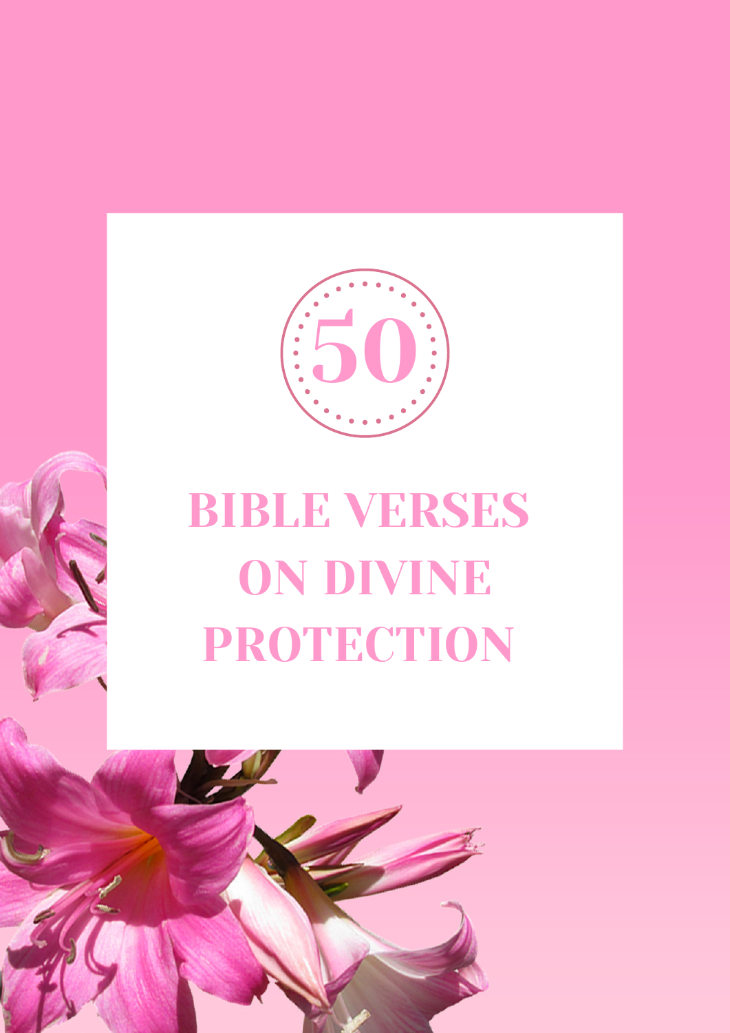# 50

# BIBLE VERSES ON DIVINE PROTECTION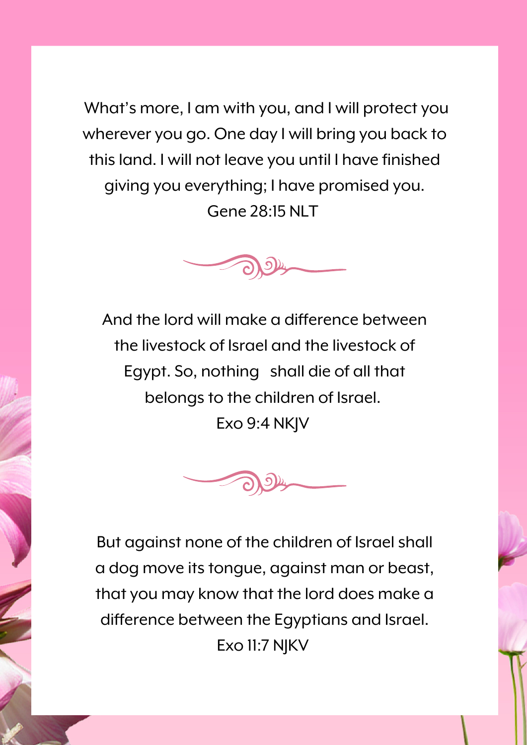What's more, I am with you, and I will protect you wherever you go. One day I will bring you back to this land. I will not leave you until I have finished giving you everything; I have promised you.
Gene 28:15 NLT

And the lord will make a difference between the livestock of Israel and the livestock of Egypt. So, nothing shall die of all that belongs to the children of Israel.
Exo 9:4 NKJV

But against none of the children of Israel shall a dog move its tongue, against man or beast, that you may know that the lord does make a difference between the Egyptians and Israel.
Exo 11:7 NJKV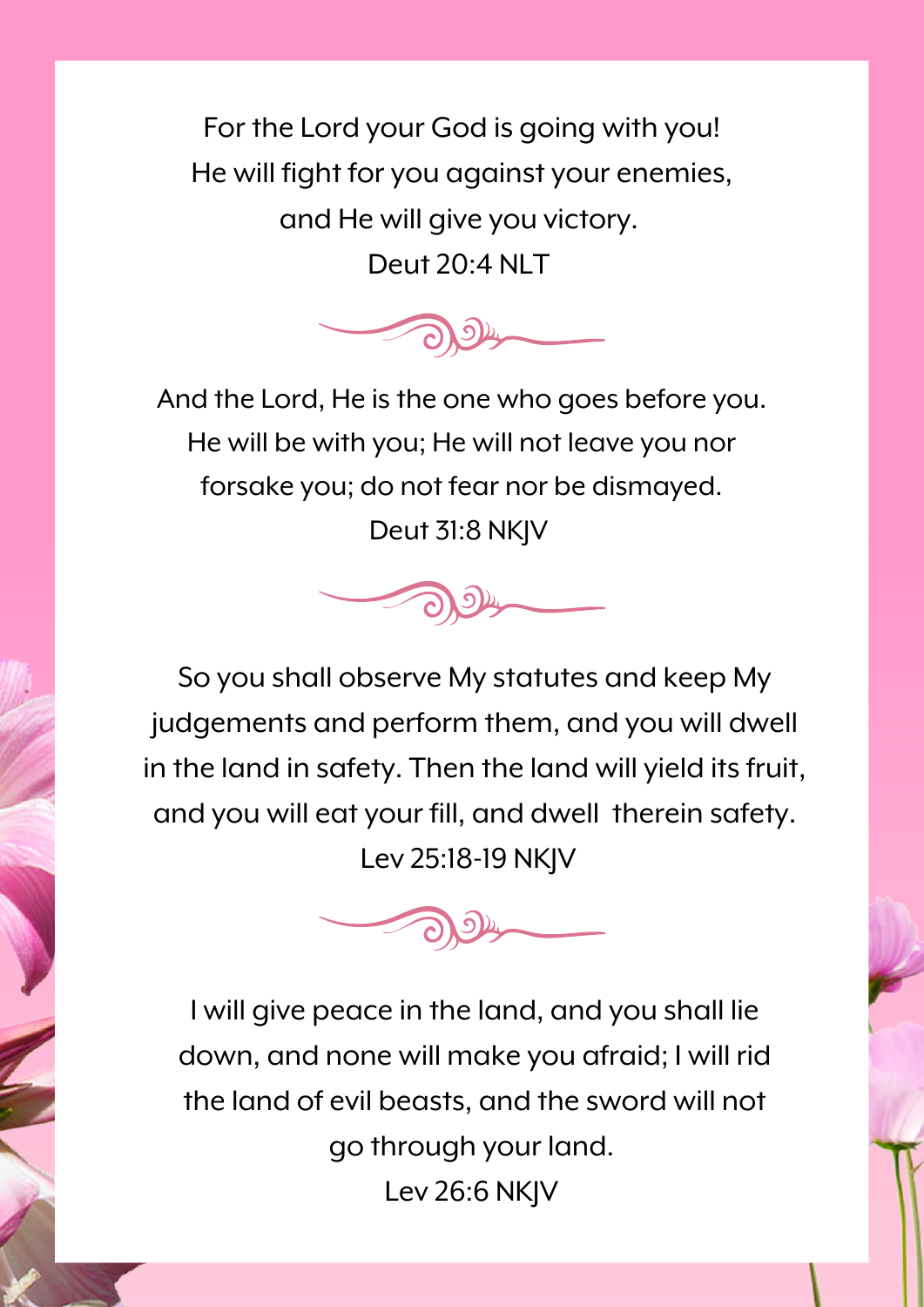For the Lord your God is going with you!
He will fight for you against your enemies,
and He will give you victory.
Deut 20:4 NLT

And the Lord, He is the one who goes before you.
He will be with you; He will not leave you nor
forsake you; do not fear nor be dismayed.
Deut 31:8 NKJV

So you shall observe My statutes and keep My
judgements and perform them, and you will dwell
in the land in safety. Then the land will yield its fruit,
and you will eat your fill, and dwell therein safety.
Lev 25:18-19 NKJV

I will give peace in the land, and you shall lie
down, and none will make you afraid; I will rid
the land of evil beasts, and the sword will not
go through your land.
Lev 26:6 NKJV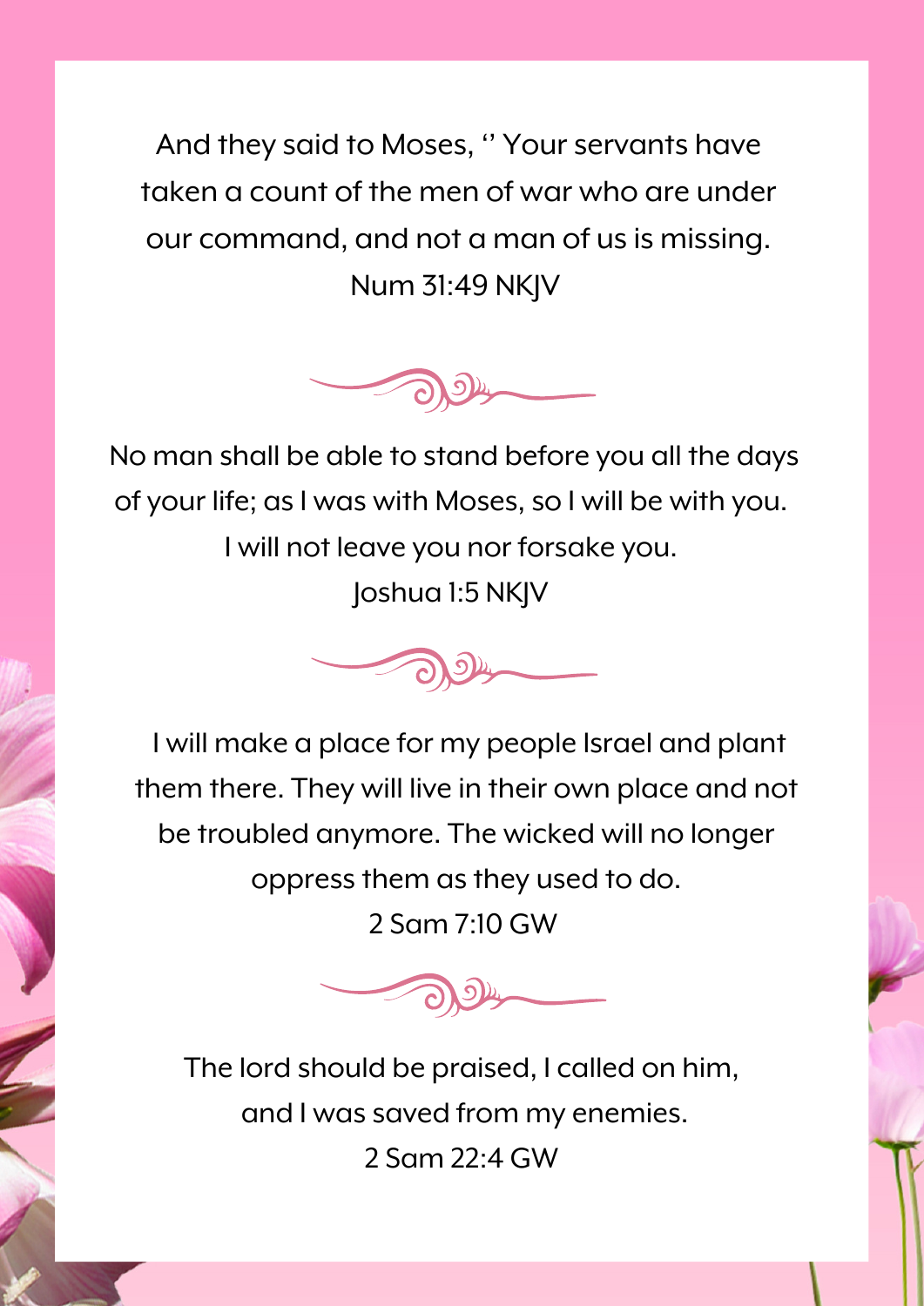And they said to Moses, ‘‘ Your servants have taken a count of the men of war who are under our command, and not a man of us is missing.
Num 31:49 NKJV

No man shall be able to stand before you all the days of your life; as I was with Moses, so I will be with you. I will not leave you nor forsake you.
Joshua 1:5 NKJV

I will make a place for my people Israel and plant them there. They will live in their own place and not be troubled anymore. The wicked will no longer oppress them as they used to do.
2 Sam 7:10 GW

The lord should be praised, I called on him, and I was saved from my enemies.
2 Sam 22:4 GW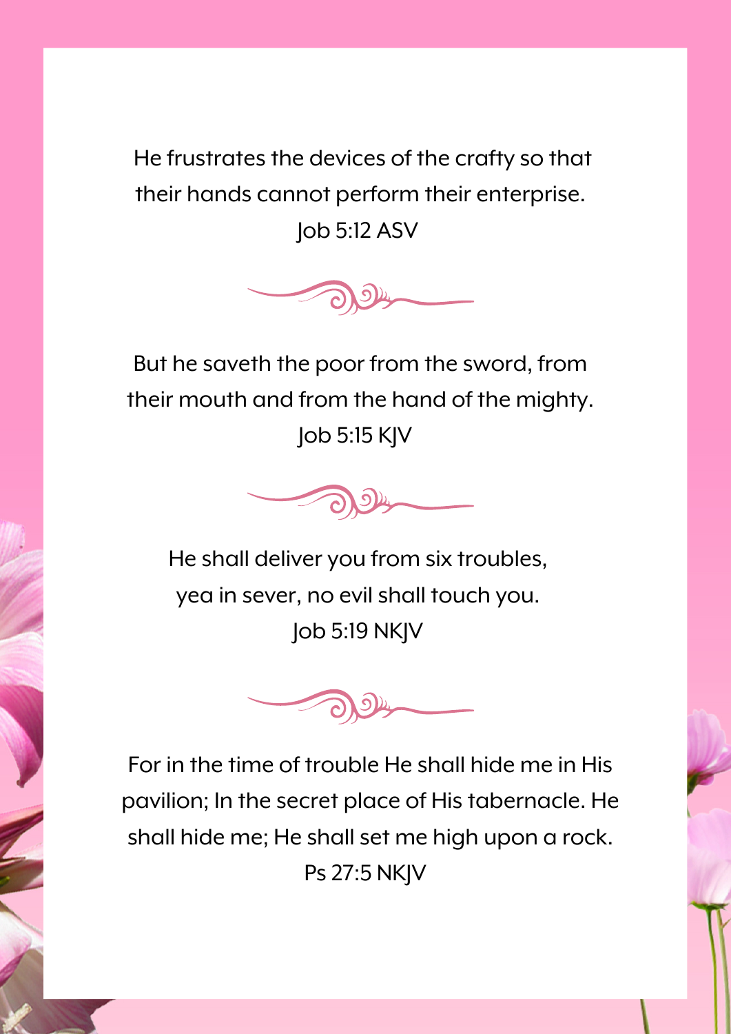He frustrates the devices of the crafty so that their hands cannot perform their enterprise.

Job 5:12 ASV

But he saveth the poor from the sword, from their mouth and from the hand of the mighty.

Job 5:15 KJV

He shall deliver you from six troubles, yea in sever, no evil shall touch you.

Job 5:19 NKJV

For in the time of trouble He shall hide me in His pavilion; In the secret place of His tabernacle. He shall hide me; He shall set me high upon a rock.

Ps 27:5 NKJV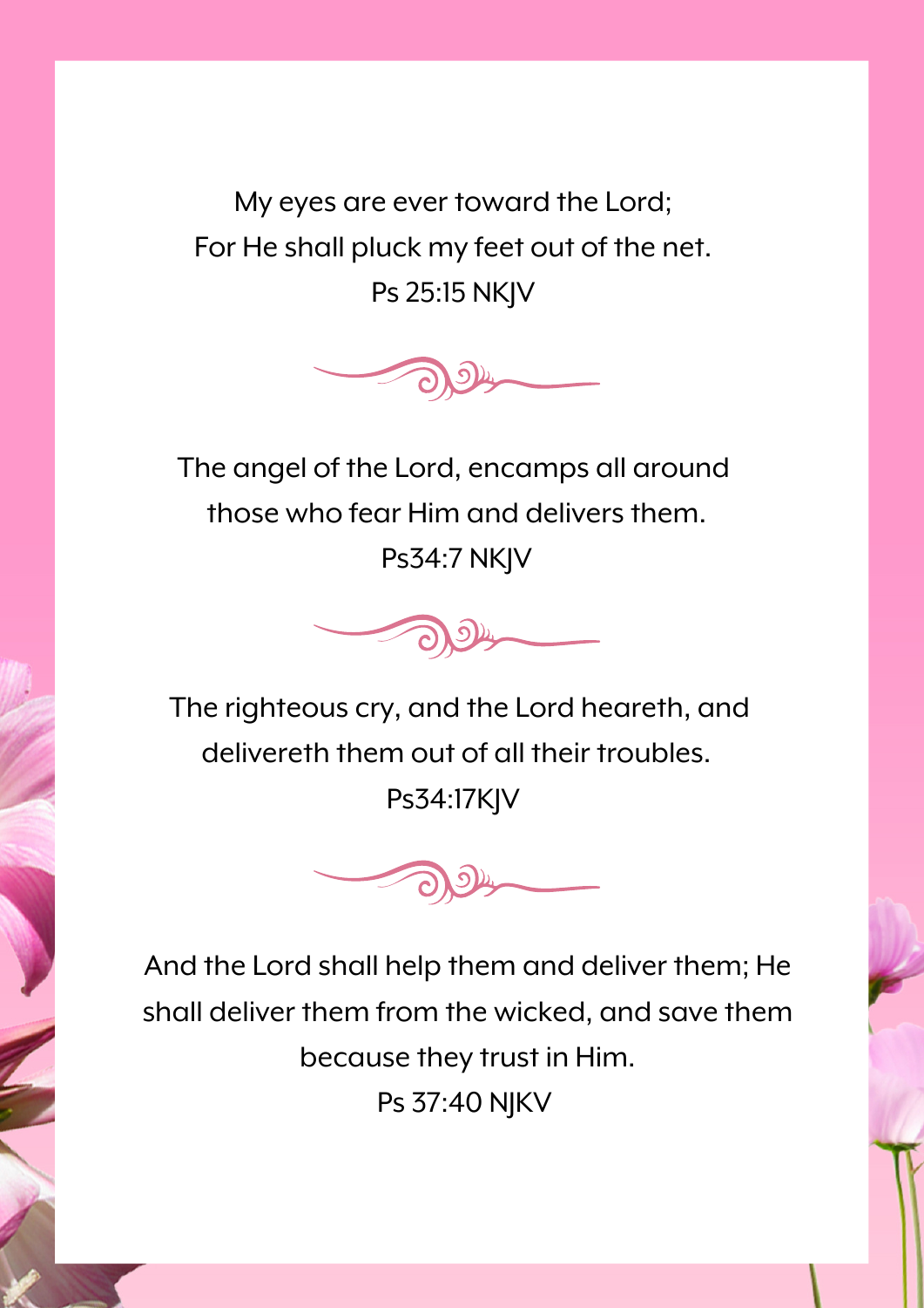My eyes are ever toward the Lord;
For He shall pluck my feet out of the net.
Ps 25:15 NKJV

The angel of the Lord, encamps all around those who fear Him and delivers them.
Ps34:7 NKJV

The righteous cry, and the Lord heareth, and delivereth them out of all their troubles.
Ps34:17KJV

And the Lord shall help them and deliver them; He shall deliver them from the wicked, and save them because they trust in Him.
Ps 37:40 NJKV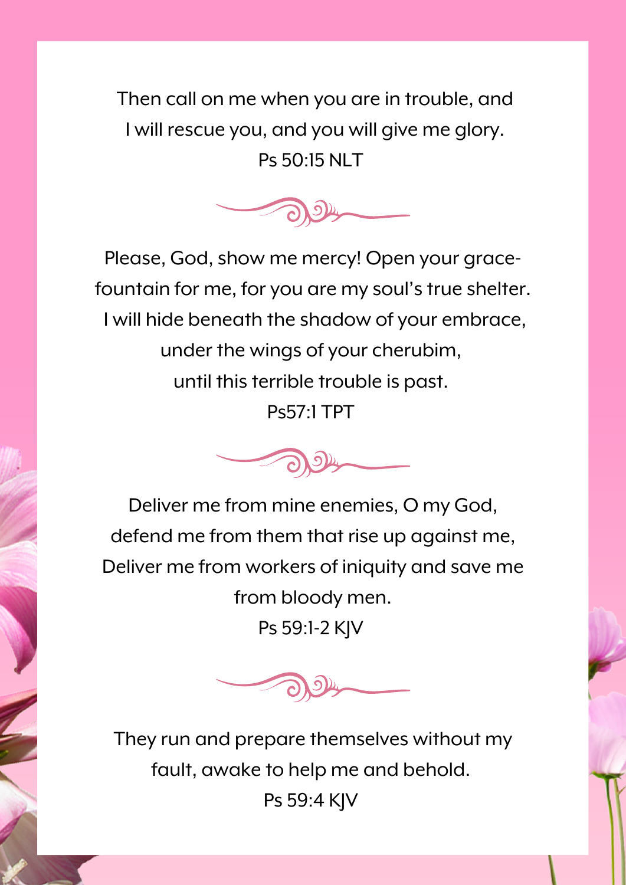Then call on me when you are in trouble, and
I will rescue you, and you will give me glory.
Ps 50:15 NLT

Please, God, show me mercy! Open your grace-fountain for me, for you are my soul's true shelter.
I will hide beneath the shadow of your embrace,
under the wings of your cherubim,
until this terrible trouble is past.
Ps57:1 TPT

Deliver me from mine enemies, O my God,
defend me from them that rise up against me,
Deliver me from workers of iniquity and save me
from bloody men.
Ps 59:1-2 KJV

They run and prepare themselves without my
fault, awake to help me and behold.
Ps 59:4 KJV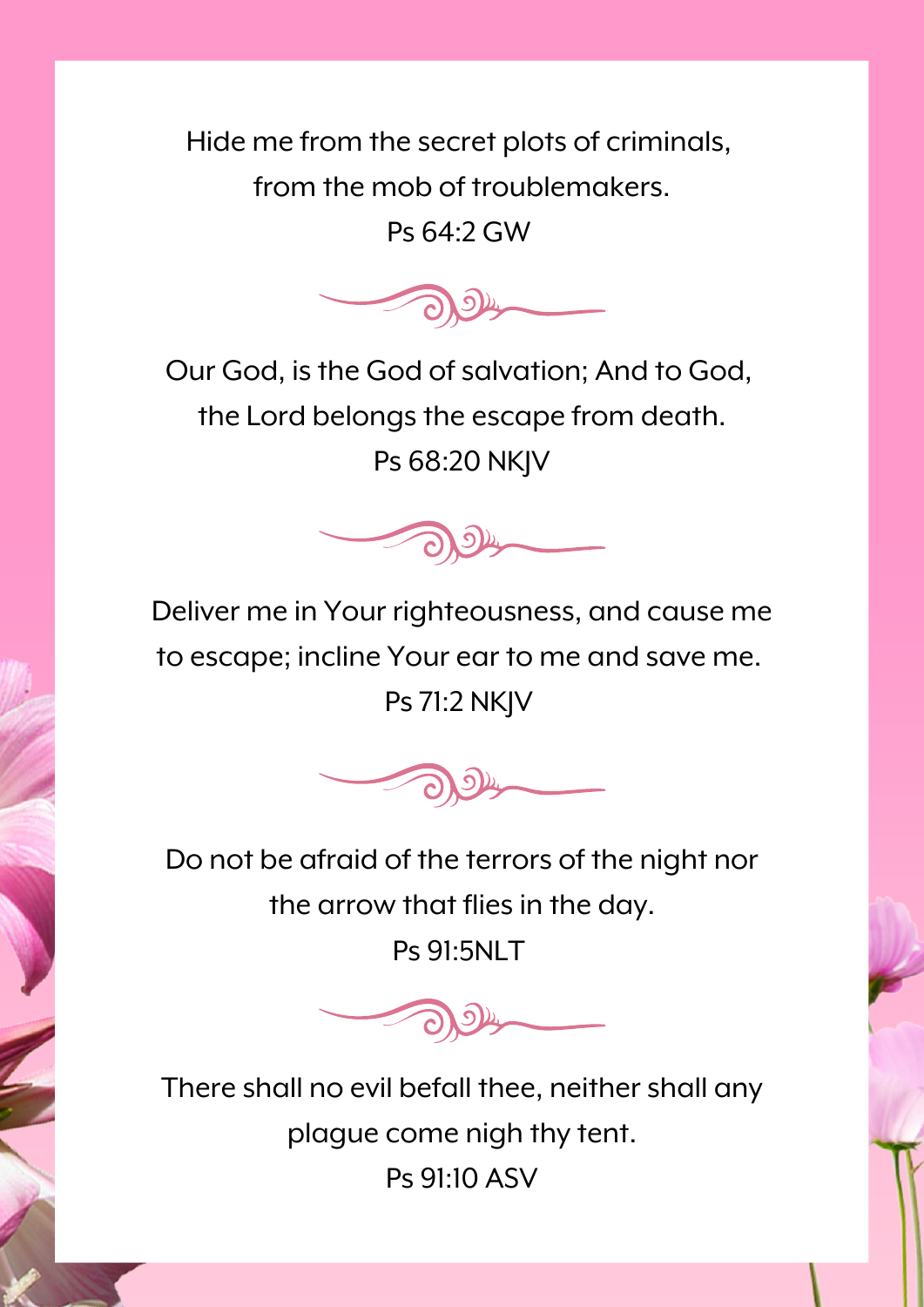Hide me from the secret plots of criminals,
from the mob of troublemakers.
Ps 64:2 GW

Our God, is the God of salvation; And to God,
the Lord belongs the escape from death.
Ps 68:20 NKJV

Deliver me in Your righteousness, and cause me
to escape; incline Your ear to me and save me.
Ps 71:2 NKJV

Do not be afraid of the terrors of the night nor
the arrow that flies in the day.
Ps 91:5NLT

There shall no evil befall thee, neither shall any
plague come nigh thy tent.
Ps 91:10 ASV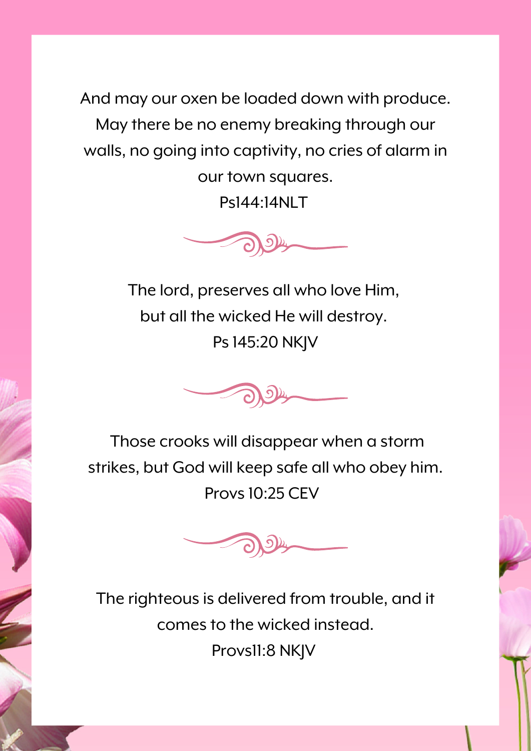And may our oxen be loaded down with produce. May there be no enemy breaking through our walls, no going into captivity, no cries of alarm in our town squares.
Ps144:14NLT

The lord, preserves all who love Him,
but all the wicked He will destroy.
Ps 145:20 NKJV

Those crooks will disappear when a storm strikes, but God will keep safe all who obey him.
Provs 10:25 CEV

The righteous is delivered from trouble, and it comes to the wicked instead.
Provs11:8 NKJV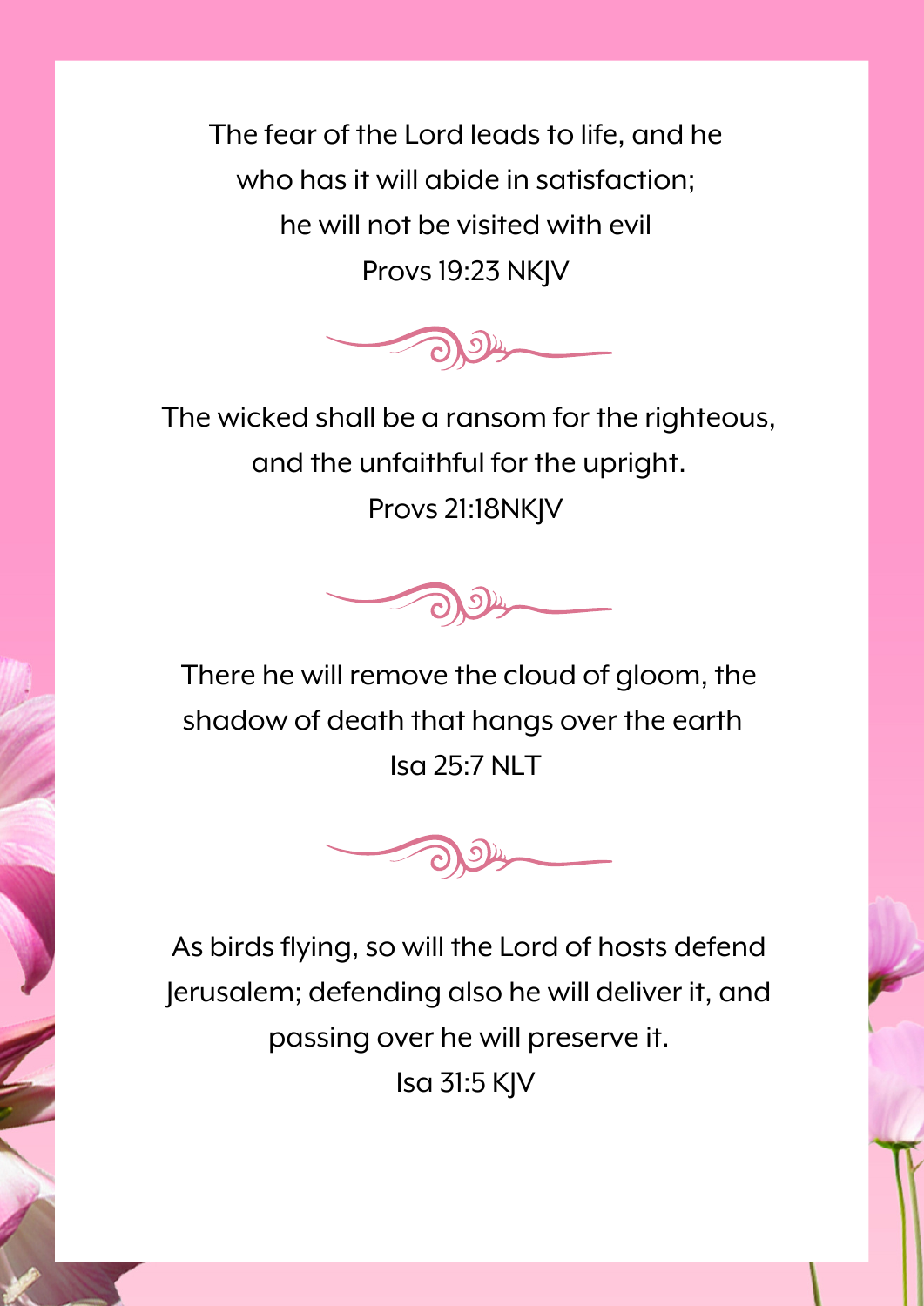The fear of the Lord leads to life, and he who has it will abide in satisfaction; he will not be visited with evil
Provs 19:23 NKJV

The wicked shall be a ransom for the righteous, and the unfaithful for the upright.
Provs 21:18NKJV

There he will remove the cloud of gloom, the shadow of death that hangs over the earth
Isa 25:7 NLT

As birds flying, so will the Lord of hosts defend Jerusalem; defending also he will deliver it, and passing over he will preserve it.
Isa 31:5 KJV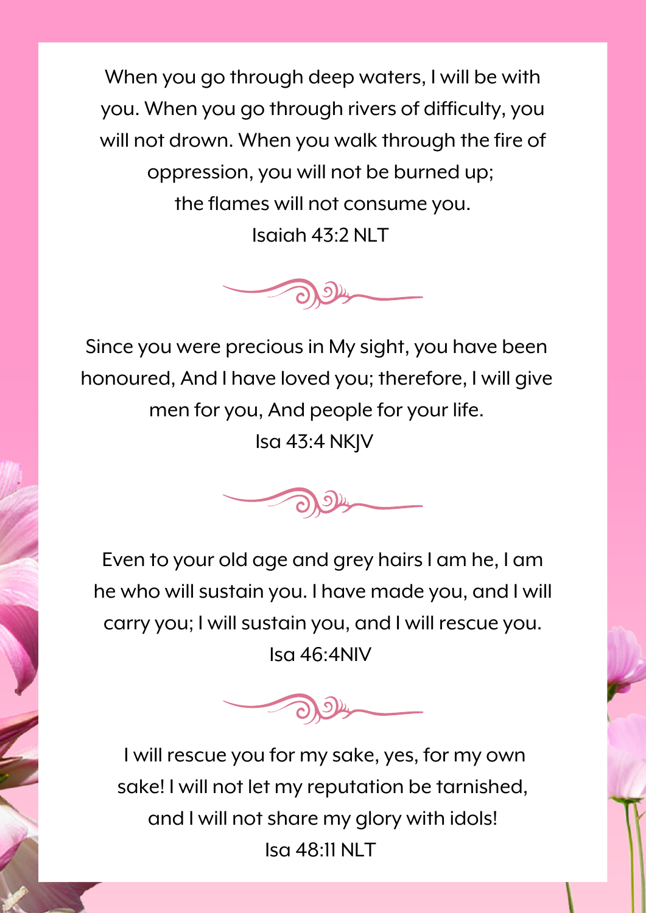When you go through deep waters, I will be with you. When you go through rivers of difficulty, you will not drown. When you walk through the fire of oppression, you will not be burned up; the flames will not consume you.
Isaiah 43:2 NLT

Since you were precious in My sight, you have been honoured, And I have loved you; therefore, I will give men for you, And people for your life.
Isa 43:4 NKJV

Even to your old age and grey hairs I am he, I am he who will sustain you. I have made you, and I will carry you; I will sustain you, and I will rescue you.
Isa 46:4NIV

I will rescue you for my sake, yes, for my own sake! I will not let my reputation be tarnished, and I will not share my glory with idols!
Isa 48:11 NLT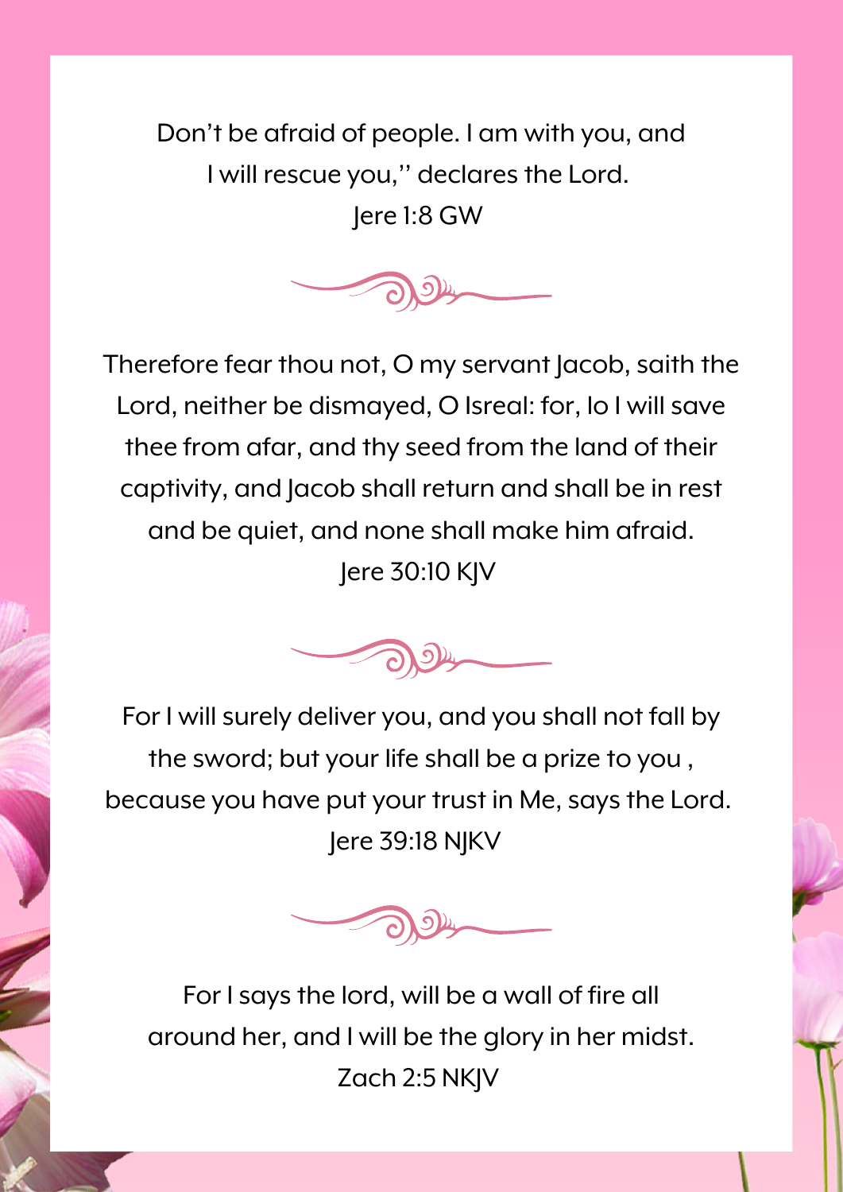Don't be afraid of people. I am with you, and I will rescue you,'' declares the Lord.
Jere 1:8 GW

Therefore fear thou not, O my servant Jacob, saith the Lord, neither be dismayed, O Isreal: for, lo I will save thee from afar, and thy seed from the land of their captivity, and Jacob shall return and shall be in rest and be quiet, and none shall make him afraid.
Jere 30:10 KJV

For I will surely deliver you, and you shall not fall by the sword; but your life shall be a prize to you , because you have put your trust in Me, says the Lord.
Jere 39:18 NJKV

For I says the lord, will be a wall of fire all around her, and I will be the glory in her midst.
Zach 2:5 NKJV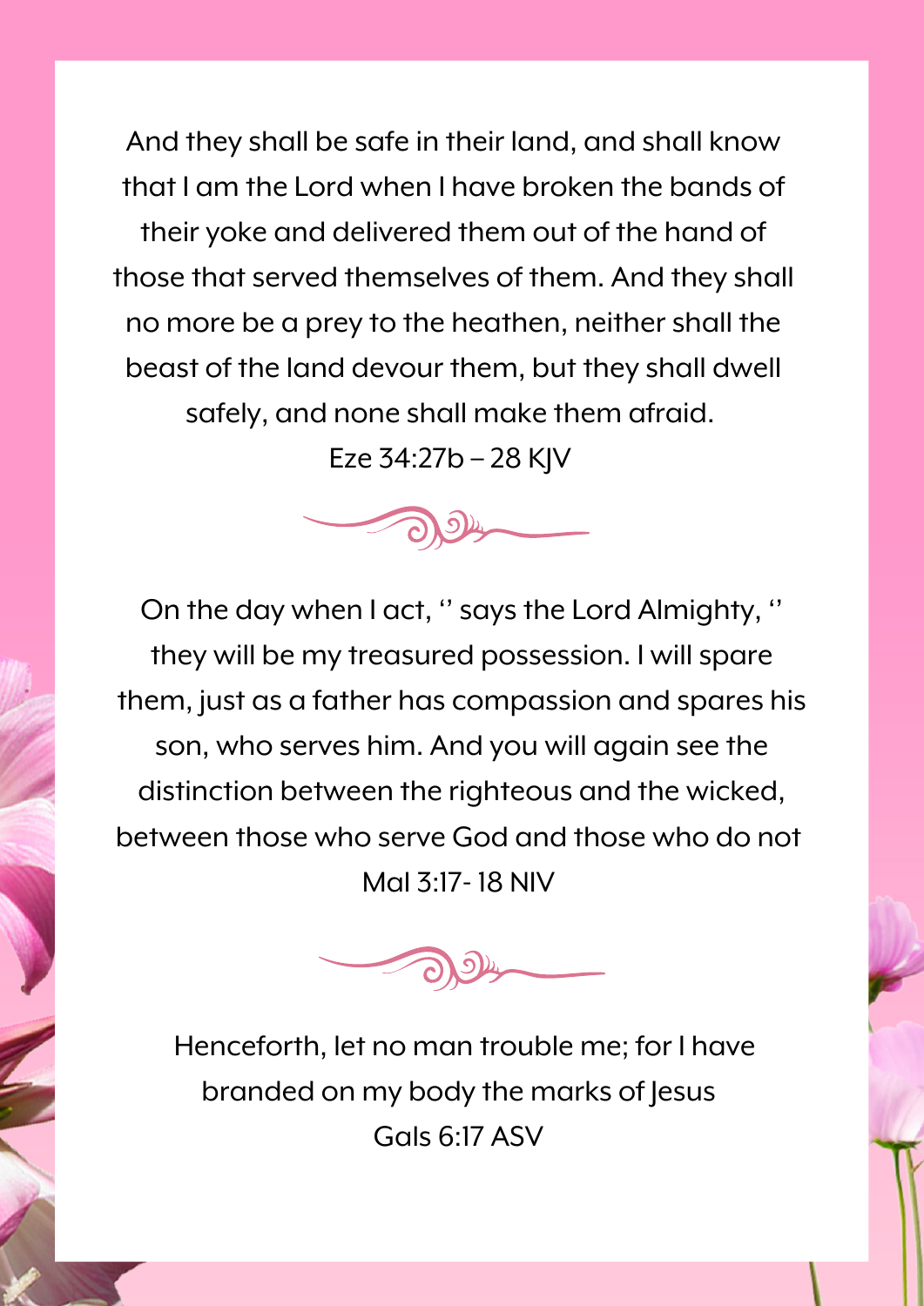And they shall be safe in their land, and shall know that I am the Lord when I have broken the bands of their yoke and delivered them out of the hand of those that served themselves of them. And they shall no more be a prey to the heathen, neither shall the beast of the land devour them, but they shall dwell safely, and none shall make them afraid.

Eze 34:27b – 28 KJV

On the day when I act, '' says the Lord Almighty, '' they will be my treasured possession. I will spare them, just as a father has compassion and spares his son, who serves him. And you will again see the distinction between the righteous and the wicked, between those who serve God and those who do not

Mal 3:17- 18 NIV

Henceforth, let no man trouble me; for I have branded on my body the marks of Jesus

Gals 6:17 ASV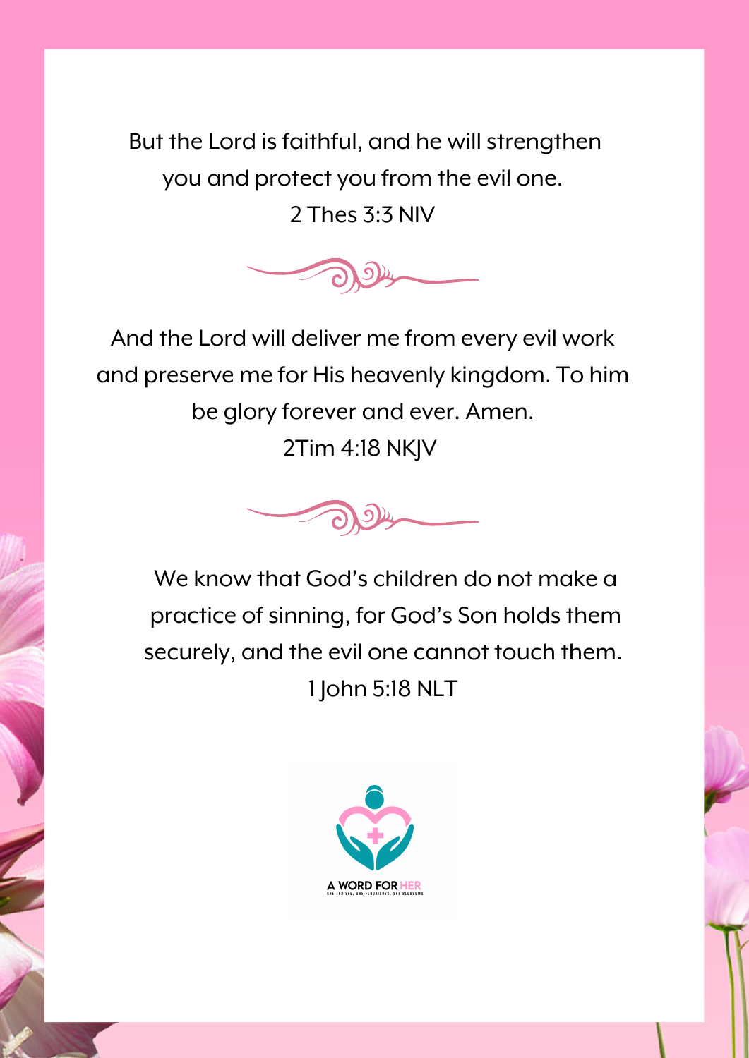But the Lord is faithful, and he will strengthen you and protect you from the evil one.
2 Thes 3:3 NIV

And the Lord will deliver me from every evil work and preserve me for His heavenly kingdom. To him be glory forever and ever. Amen.
2Tim 4:18 NKJV

We know that God's children do not make a practice of sinning, for God's Son holds them securely, and the evil one cannot touch them.
1 John 5:18 NLT

A WORD FOR HER
SHE THRIVES, SHE FLOURISHES, SHE BLOSSOMS